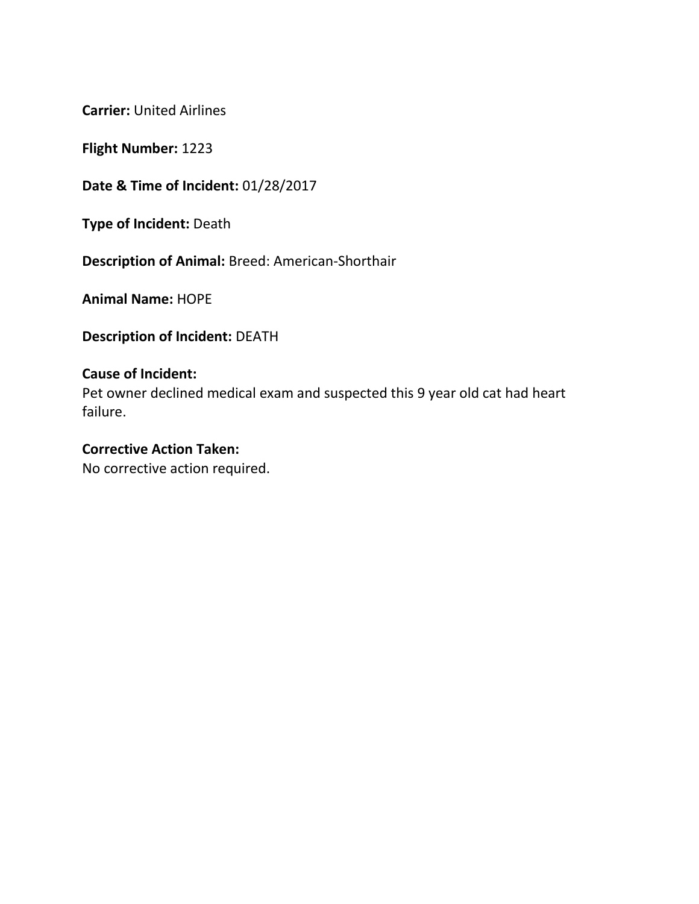**Carrier:** United Airlines

**Flight Number:** 1223

**Date & Time of Incident:** 01/28/2017

**Type of Incident:** Death

**Description of Animal:** Breed: American-Shorthair

**Animal Name:** HOPE

**Description of Incident:** DEATH

**Cause of Incident:**
Pet owner declined medical exam and suspected this 9 year old cat had heart failure.

**Corrective Action Taken:**
No corrective action required.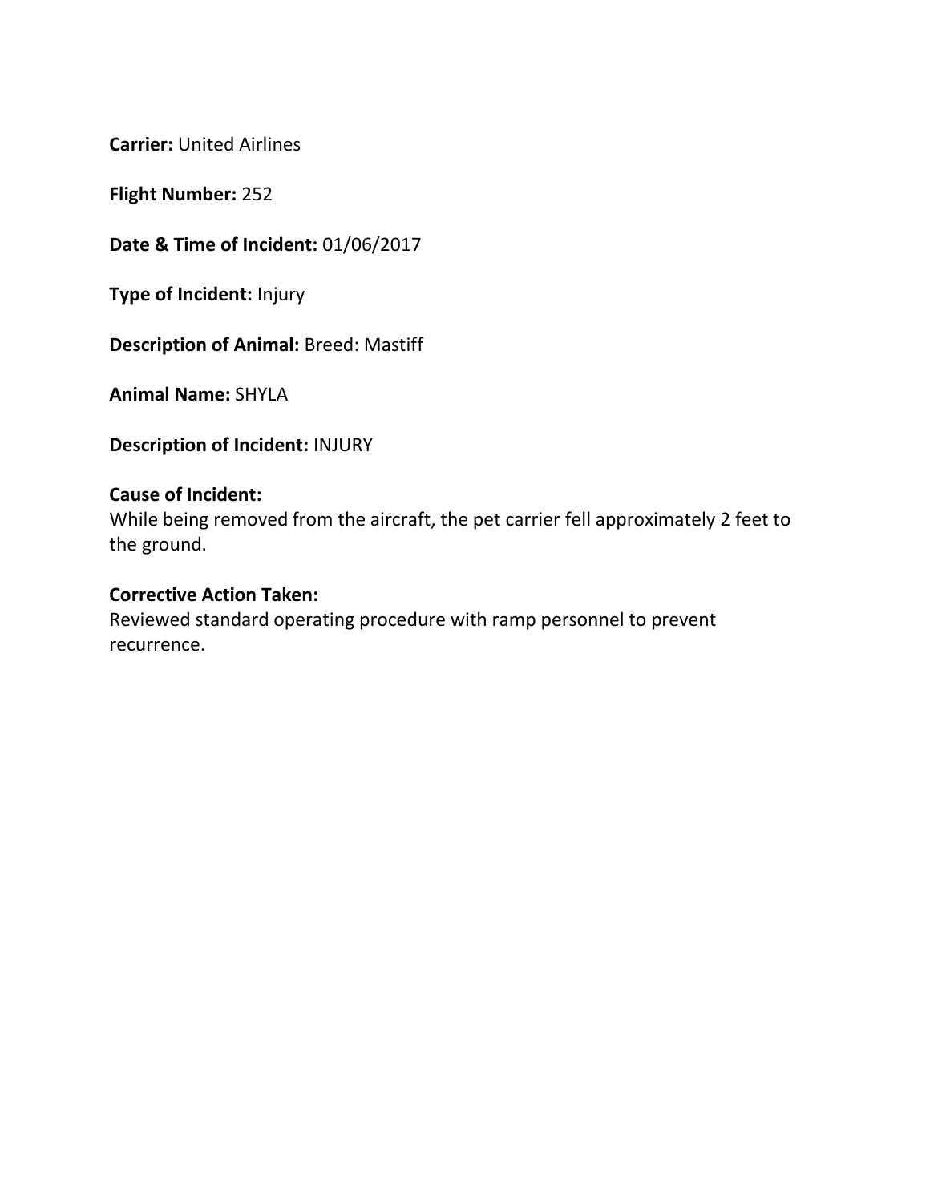**Carrier:** United Airlines

**Flight Number:** 252

**Date & Time of Incident:** 01/06/2017

**Type of Incident:** Injury

**Description of Animal:** Breed: Mastiff

**Animal Name:** SHYLA

**Description of Incident:** INJURY

**Cause of Incident:**
While being removed from the aircraft, the pet carrier fell approximately 2 feet to the ground.

**Corrective Action Taken:**
Reviewed standard operating procedure with ramp personnel to prevent recurrence.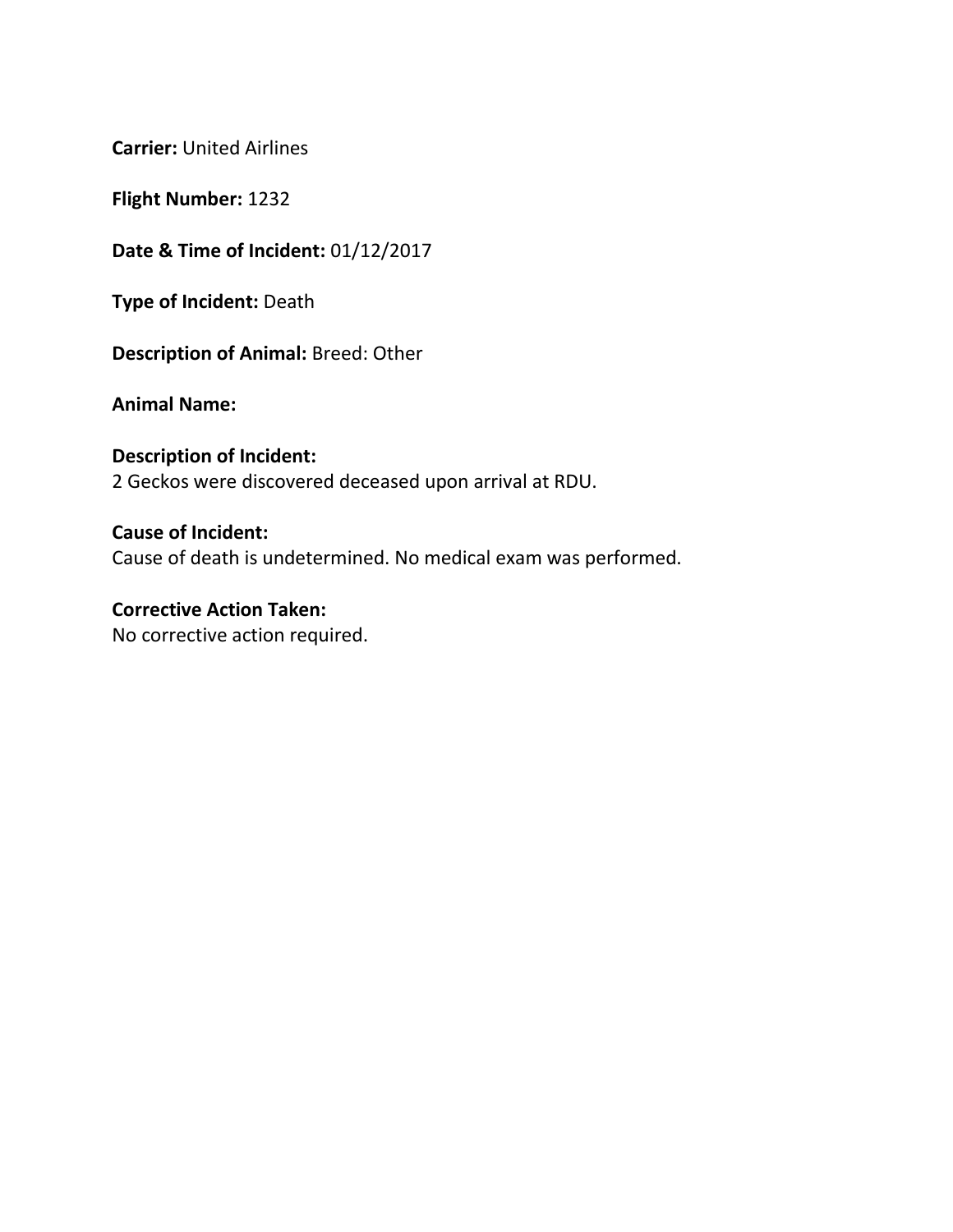**Carrier:** United Airlines

**Flight Number:** 1232

**Date & Time of Incident:** 01/12/2017

**Type of Incident:** Death

**Description of Animal:** Breed: Other

**Animal Name:**

**Description of Incident:**
2 Geckos were discovered deceased upon arrival at RDU.

**Cause of Incident:**
Cause of death is undetermined. No medical exam was performed.

**Corrective Action Taken:**
No corrective action required.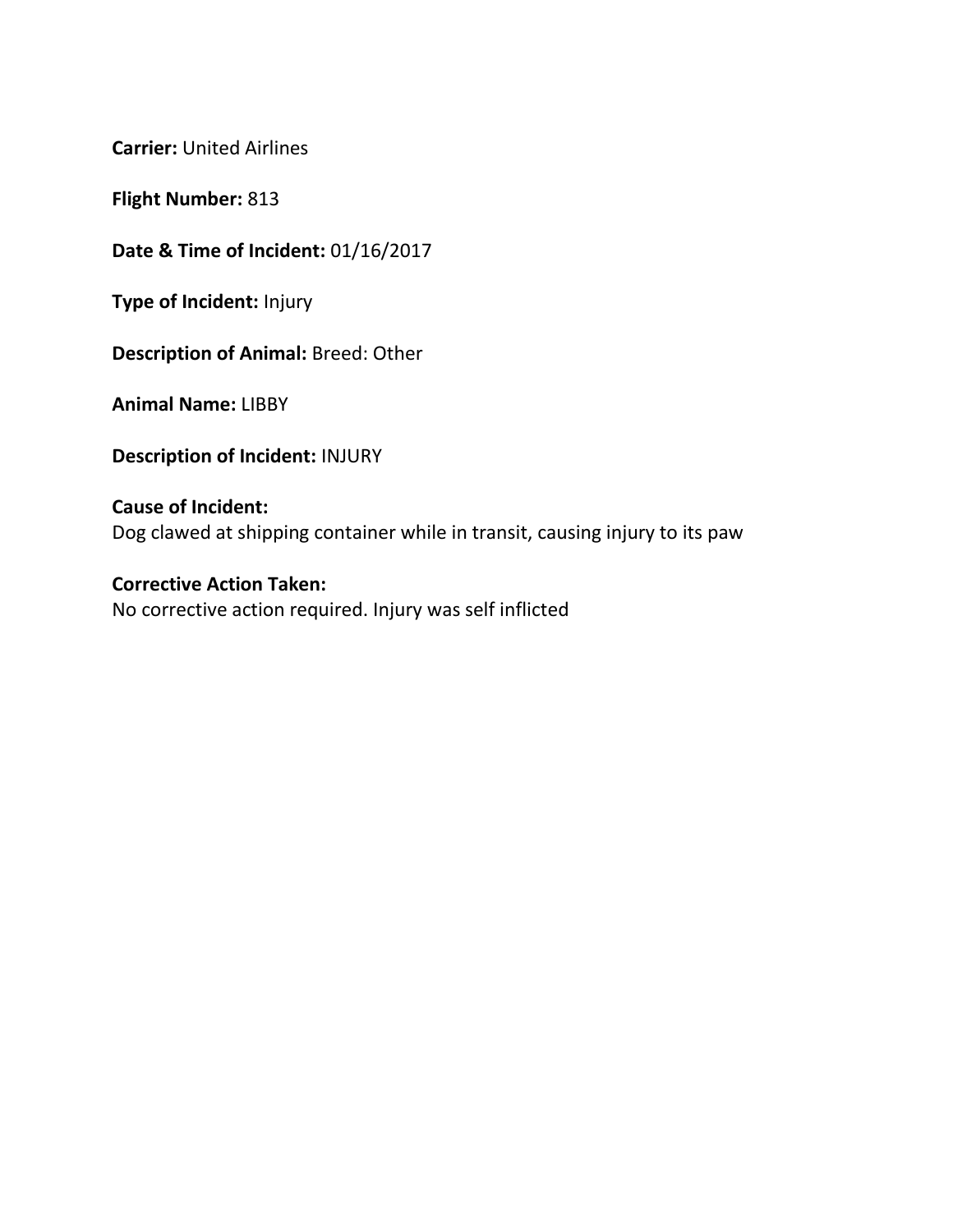**Carrier:** United Airlines

**Flight Number:** 813

**Date & Time of Incident:** 01/16/2017

**Type of Incident:** Injury

**Description of Animal:** Breed: Other

**Animal Name:** LIBBY

**Description of Incident:** INJURY

**Cause of Incident:**
Dog clawed at shipping container while in transit, causing injury to its paw

**Corrective Action Taken:**
No corrective action required. Injury was self inflicted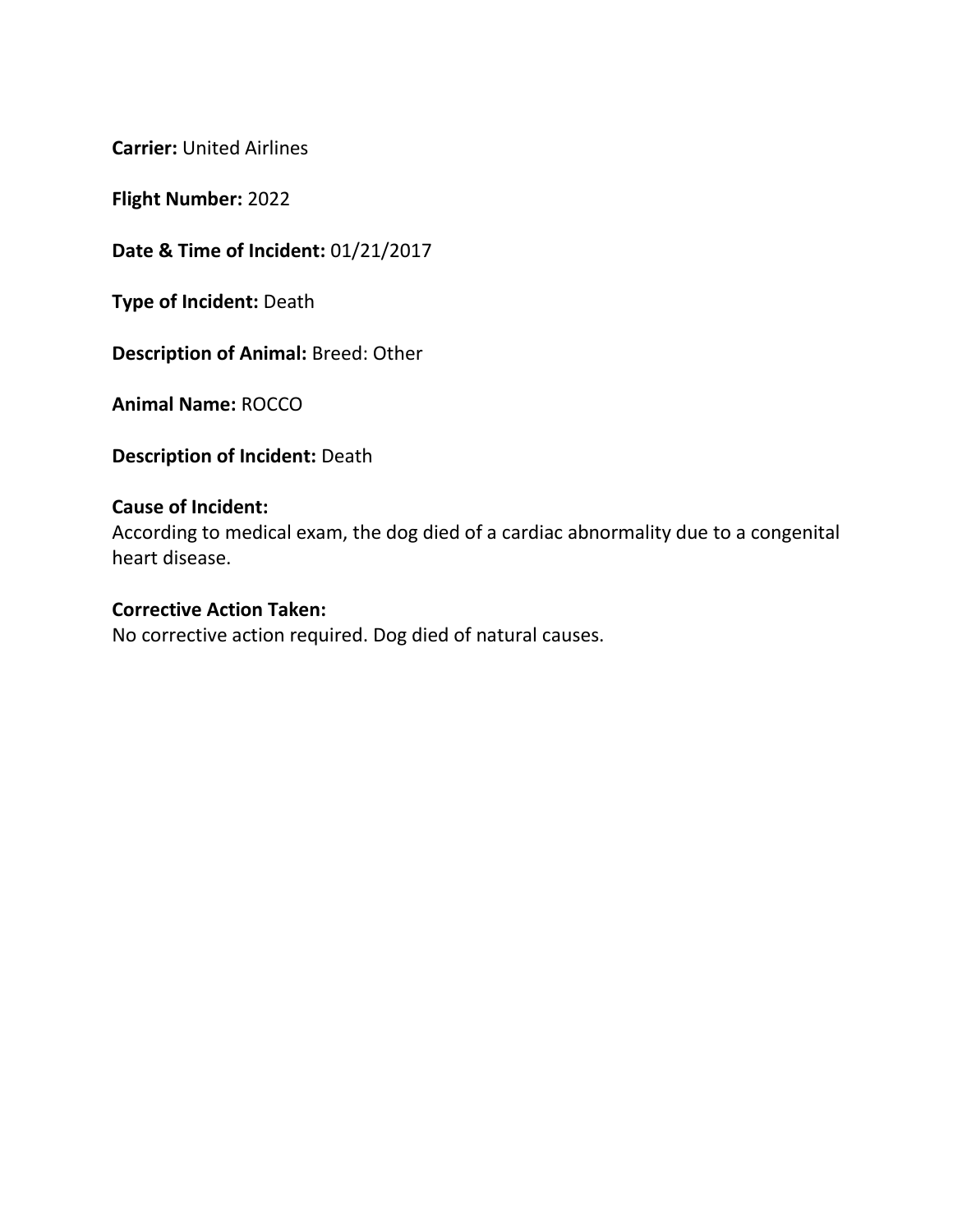**Carrier:** United Airlines

**Flight Number:** 2022

**Date & Time of Incident:** 01/21/2017

**Type of Incident:** Death

**Description of Animal:** Breed: Other

**Animal Name:** ROCCO

**Description of Incident:** Death

**Cause of Incident:**
According to medical exam, the dog died of a cardiac abnormality due to a congenital heart disease.

**Corrective Action Taken:**
No corrective action required. Dog died of natural causes.